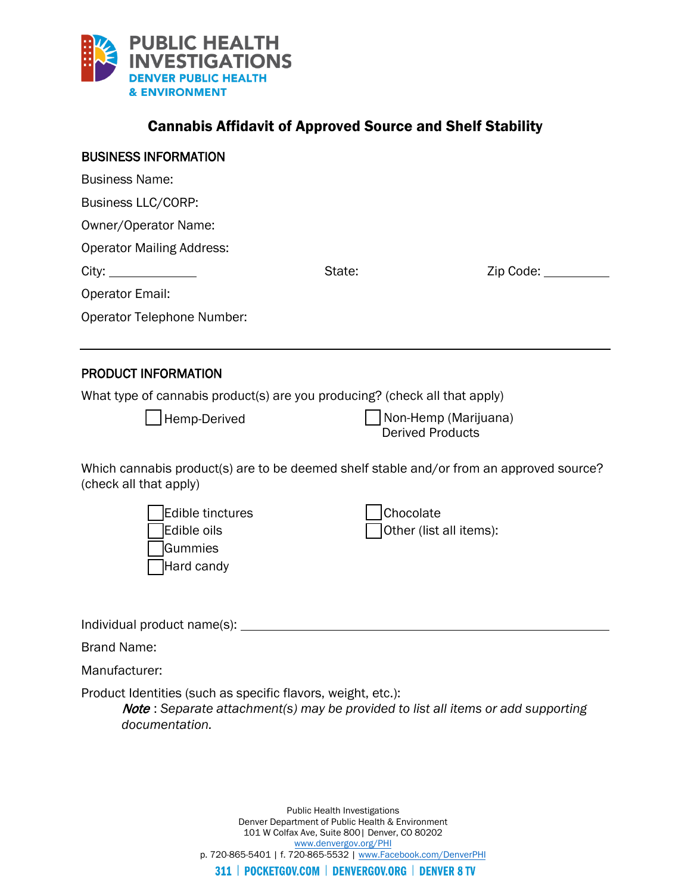PUBLIC HEALTH INVESTIGATIONS
DENVER PUBLIC HEALTH & ENVIRONMENT

# Cannabis Affidavit of Approved Source and Shelf Stability

## BUSINESS INFORMATION

Business Name:

Business LLC/CORP:

Owner/Operator Name:

Operator Mailing Address:

City: ______________ State: Zip Code: __________

Operator Email:

Operator Telephone Number:

---

## PRODUCT INFORMATION

What type of cannabis product(s) are you producing? (check all that apply)

- ☐ Hemp-Derived
- ☐ Non-Hemp (Marijuana) Derived Products

Which cannabis product(s) are to be deemed shelf stable and/or from an approved source? (check all that apply)

- ☐ Edible tinctures
- ☐ Edible oils
- ☐ Gummies
- ☐ Hard candy
- ☐ Chocolate
- ☐ Other (list all items):

Individual product name(s): ______________________________________________

Brand Name:

Manufacturer:

Product Identities (such as specific flavors, weight, etc.):

> ***Note*** : *Separate attachment(s) may be provided to list all items or add supporting documentation.*

Public Health Investigations
Denver Department of Public Health & Environment
101 W Colfax Ave, Suite 800| Denver, CO 80202
www.denvergov.org/PHI
p. 720-865-5401 | f. 720-865-5532 | www.Facebook.com/DenverPHI

311 | POCKETGOV.COM | DENVERGOV.ORG | DENVER 8 TV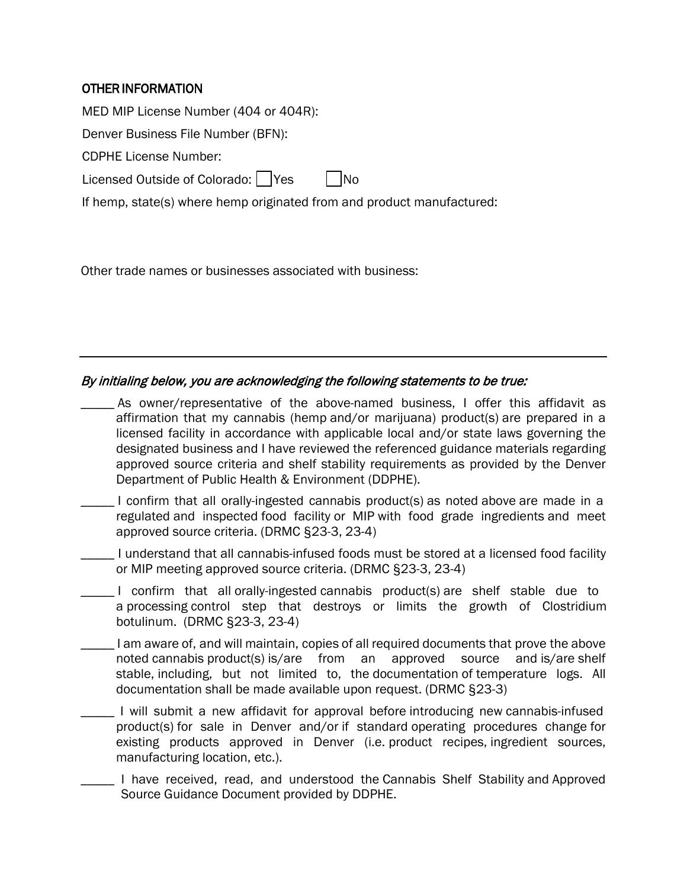## OTHER INFORMATION

MED MIP License Number (404 or 404R):

Denver Business File Number (BFN):

CDPHE License Number:

Licensed Outside of Colorado: ☐ Yes ☐ No

If hemp, state(s) where hemp originated from and product manufactured:

Other trade names or businesses associated with business:

---

*By initialing below, you are acknowledging the following statements to be true:*

_____ As owner/representative of the above-named business, I offer this affidavit as affirmation that my cannabis (hemp and/or marijuana) product(s) are prepared in a licensed facility in accordance with applicable local and/or state laws governing the designated business and I have reviewed the referenced guidance materials regarding approved source criteria and shelf stability requirements as provided by the Denver Department of Public Health & Environment (DDPHE).

_____ I confirm that all orally-ingested cannabis product(s) as noted above are made in a regulated and inspected food facility or MIP with food grade ingredients and meet approved source criteria. (DRMC §23-3, 23-4)

_____ I understand that all cannabis-infused foods must be stored at a licensed food facility or MIP meeting approved source criteria. (DRMC §23-3, 23-4)

_____ I confirm that all orally-ingested cannabis product(s) are shelf stable due to a processing control step that destroys or limits the growth of Clostridium botulinum. (DRMC §23-3, 23-4)

_____ I am aware of, and will maintain, copies of all required documents that prove the above noted cannabis product(s) is/are from an approved source and is/are shelf stable, including, but not limited to, the documentation of temperature logs. All documentation shall be made available upon request. (DRMC §23-3)

_____ I will submit a new affidavit for approval before introducing new cannabis-infused product(s) for sale in Denver and/or if standard operating procedures change for existing products approved in Denver (i.e. product recipes, ingredient sources, manufacturing location, etc.).

_____ I have received, read, and understood the Cannabis Shelf Stability and Approved Source Guidance Document provided by DDPHE.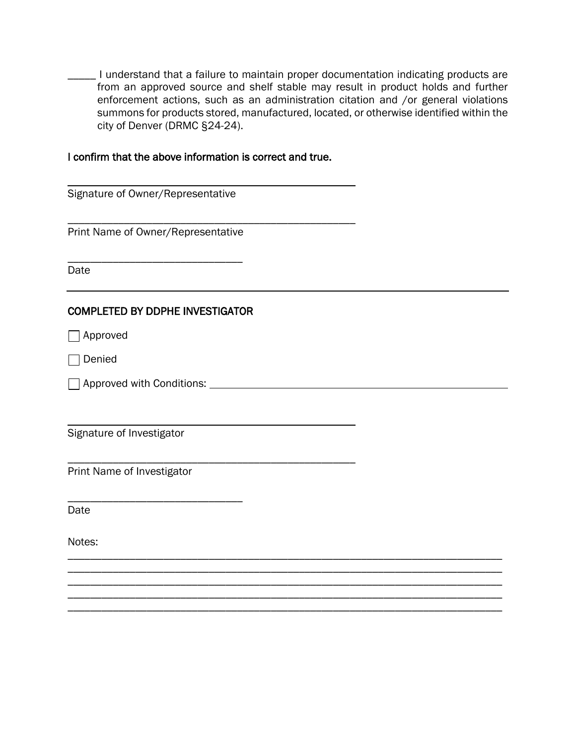_____ I understand that a failure to maintain proper documentation indicating products are from an approved source and shelf stable may result in product holds and further enforcement actions, such as an administration citation and /or general violations summons for products stored, manufactured, located, or otherwise identified within the city of Denver (DRMC §24-24).

I confirm that the above information is correct and true.

______________________________________________
Signature of Owner/Representative

______________________________________________
Print Name of Owner/Representative

____________________________
Date

---

COMPLETED BY DDPHE INVESTIGATOR

☐ Approved

☐ Denied

☐ Approved with Conditions: ______________________________________________

______________________________________________
Signature of Investigator

______________________________________________
Print Name of Investigator

____________________________
Date

Notes:

______________________________________________________________________
______________________________________________________________________
______________________________________________________________________
______________________________________________________________________
______________________________________________________________________